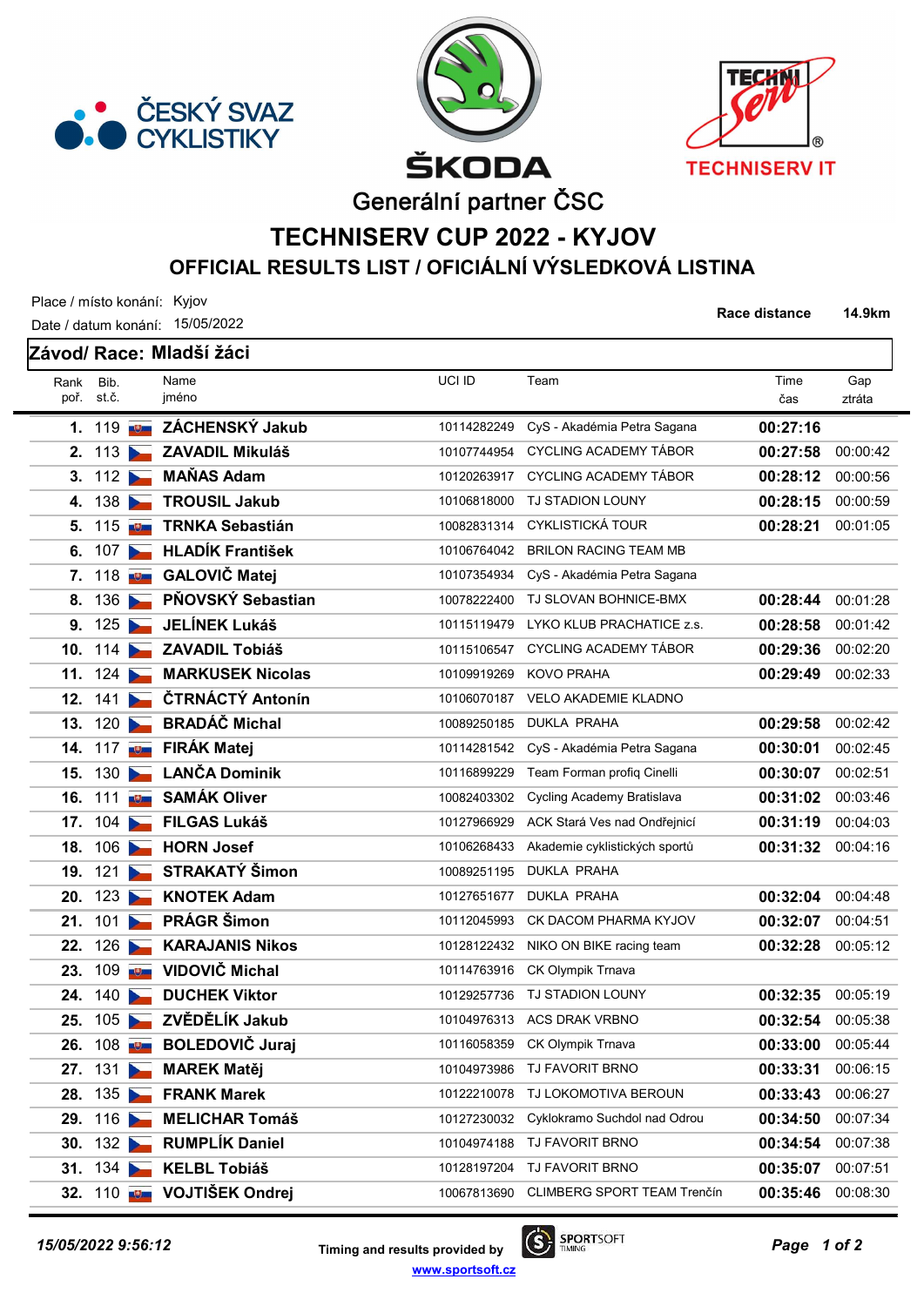ČESKÝ SVAZ CYKLISTIKY

ŠKODA

TECHNISERV IT

Generální partner ČSC

# TECHNISERV CUP 2022 - KYJOV

## OFFICIAL RESULTS LIST / OFICIÁLNÍ VÝSLEDKOVÁ LISTINA

Place / místo konání: Kyjov

Date / datum konání: 15/05/2022

Race distance 14.9km

**Závod/ Race: Mladší žáci**

| Rank pořadí | Bib. st.č. | Name jméno | UCI ID | Team | Time čas | Gap ztráta |
|---|---|---|---|---|---|---|
| 1. | 119 | ZÁCHENSKÝ Jakub | 10114282249 | CyS - Akadémia Petra Sagana | 00:27:16 | |
| 2. | 113 | ZAVADIL Mikuláš | 10107744954 | CYCLING ACADEMY TÁBOR | 00:27:58 | 00:00:42 |
| 3. | 112 | MAŇAS Adam | 10120263917 | CYCLING ACADEMY TÁBOR | 00:28:12 | 00:00:56 |
| 4. | 138 | TROUSIL Jakub | 10106818000 | TJ STADION LOUNY | 00:28:15 | 00:00:59 |
| 5. | 115 | TRNKA Sebastián | 10082831314 | CYKLISTICKÁ TOUR | 00:28:21 | 00:01:05 |
| 6. | 107 | HLADÍK František | 10106764042 | BRILON RACING TEAM MB | | |
| 7. | 118 | GALOVIČ Matej | 10107354934 | CyS - Akadémia Petra Sagana | | |
| 8. | 136 | PŇOVSKÝ Sebastian | 10078222400 | TJ SLOVAN BOHNICE-BMX | 00:28:44 | 00:01:28 |
| 9. | 125 | JELÍNEK Lukáš | 10115119479 | LYKO KLUB PRACHATICE z.s. | 00:28:58 | 00:01:42 |
| 10. | 114 | ZAVADIL Tobiáš | 10115106547 | CYCLING ACADEMY TÁBOR | 00:29:36 | 00:02:20 |
| 11. | 124 | MARKUSEK Nicolas | 10109919269 | KOVO PRAHA | 00:29:49 | 00:02:33 |
| 12. | 141 | ČTRNÁCTÝ Antonín | 10106070187 | VELO AKADEMIE KLADNO | | |
| 13. | 120 | BRADÁČ Michal | 10089250185 | DUKLA PRAHA | 00:29:58 | 00:02:42 |
| 14. | 117 | FIRÁK Matej | 10114281542 | CyS - Akadémia Petra Sagana | 00:30:01 | 00:02:45 |
| 15. | 130 | LANČA Dominik | 10116899229 | Team Forman profiq Cinelli | 00:30:07 | 00:02:51 |
| 16. | 111 | SAMÁK Oliver | 10082403302 | Cycling Academy Bratislava | 00:31:02 | 00:03:46 |
| 17. | 104 | FILGAS Lukáš | 10127966929 | ACK Stará Ves nad Ondřejnicí | 00:31:19 | 00:04:03 |
| 18. | 106 | HORN Josef | 10106268433 | Akademie cyklistických sportů | 00:31:32 | 00:04:16 |
| 19. | 121 | STRAKATÝ Šimon | 10089251195 | DUKLA PRAHA | | |
| 20. | 123 | KNOTEK Adam | 10127651677 | DUKLA PRAHA | 00:32:04 | 00:04:48 |
| 21. | 101 | PRÁGR Šimon | 10112045993 | CK DACOM PHARMA KYJOV | 00:32:07 | 00:04:51 |
| 22. | 126 | KARAJANIS Nikos | 10128122432 | NIKO ON BIKE racing team | 00:32:28 | 00:05:12 |
| 23. | 109 | VIDOVIČ Michal | 10114763916 | CK Olympik Trnava | | |
| 24. | 140 | DUCHEK Viktor | 10129257736 | TJ STADION LOUNY | 00:32:35 | 00:05:19 |
| 25. | 105 | ZVĚDĚLÍK Jakub | 10104976313 | ACS DRAK VRBNO | 00:32:54 | 00:05:38 |
| 26. | 108 | BOLEDOVIČ Juraj | 10116058359 | CK Olympik Trnava | 00:33:00 | 00:05:44 |
| 27. | 131 | MAREK Matěj | 10104973986 | TJ FAVORIT BRNO | 00:33:31 | 00:06:15 |
| 28. | 135 | FRANK Marek | 10122210078 | TJ LOKOMOTIVA BEROUN | 00:33:43 | 00:06:27 |
| 29. | 116 | MELICHAR Tomáš | 10127230032 | Cyklokramo Suchdol nad Odrou | 00:34:50 | 00:07:34 |
| 30. | 132 | RUMPLÍK Daniel | 10104974188 | TJ FAVORIT BRNO | 00:34:54 | 00:07:38 |
| 31. | 134 | KELBL Tobiáš | 10128197204 | TJ FAVORIT BRNO | 00:35:07 | 00:07:51 |
| 32. | 110 | VOJTIŠEK Ondrej | 10067813690 | CLIMBERG SPORT TEAM Trenčín | 00:35:46 | 00:08:30 |

*15/05/2022 9:56:12*

Timing and results provided by SPORTSOFT TIMING www.sportsoft.cz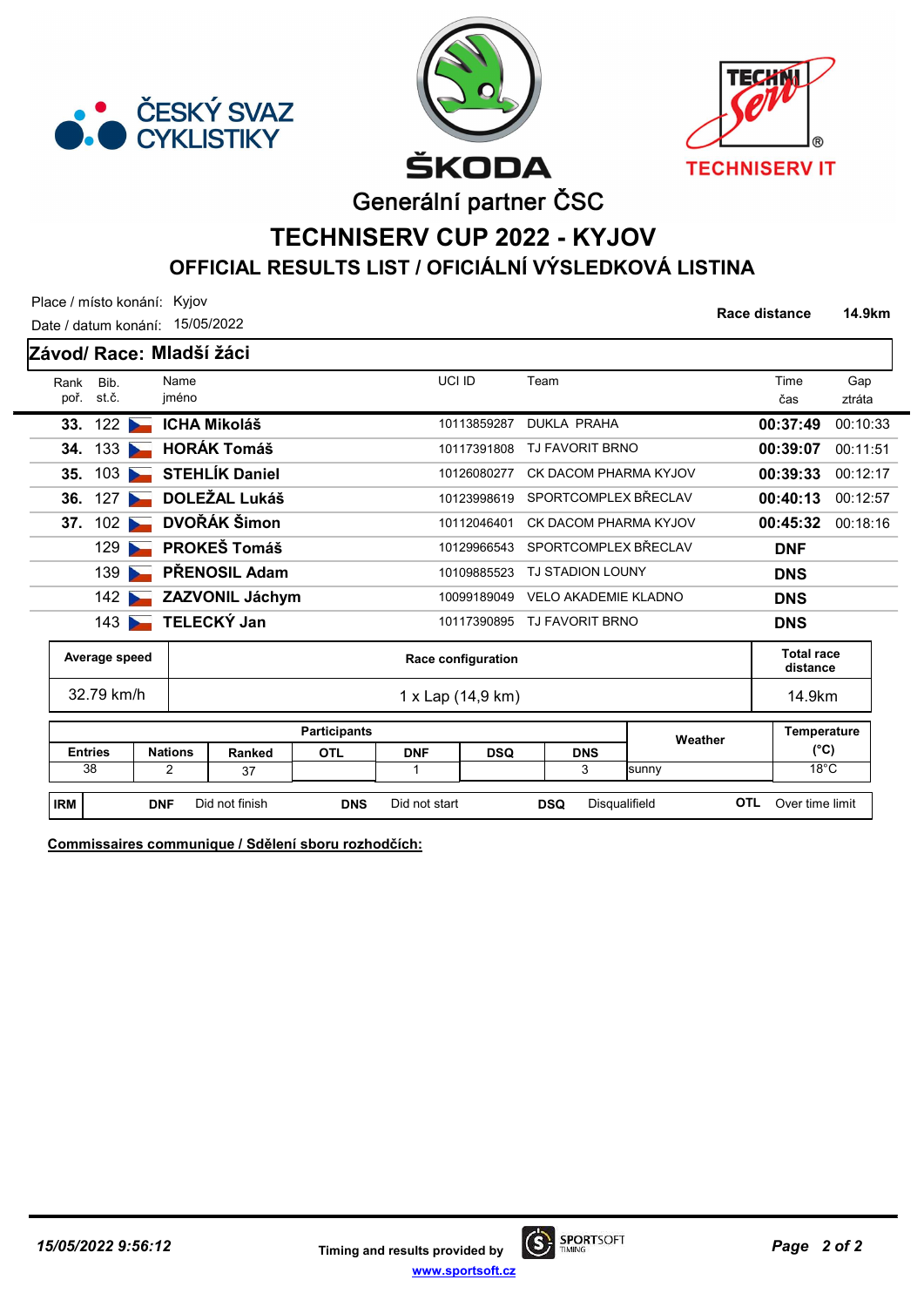ČESKÝ SVAZ CYKLISTIKY

ŠKODA

TECHNISERV IT

Generální partner ČSC

# TECHNISERV CUP 2022 - KYJOV

## OFFICIAL RESULTS LIST / OFICIÁLNÍ VÝSLEDKOVÁ LISTINA

Place / místo konání: Kyjov

Date / datum konání: 15/05/2022

**Race distance** **14.9km**

### Závod/ Race: Mladší žáci

| Rank poř. | Bib. st.č. | Name jméno | UCI ID | Team | Time čas | Gap ztráta |
|---|---|---|---|---|---|---|
| **33.** | 122 | **ICHA Mikoláš** | 10113859287 | DUKLA PRAHA | **00:37:49** | 00:10:33 |
| **34.** | 133 | **HORÁK Tomáš** | 10117391808 | TJ FAVORIT BRNO | **00:39:07** | 00:11:51 |
| **35.** | 103 | **STEHLÍK Daniel** | 10126080277 | CK DACOM PHARMA KYJOV | **00:39:33** | 00:12:17 |
| **36.** | 127 | **DOLEŽAL Lukáš** | 10123998619 | SPORTCOMPLEX BŘECLAV | **00:40:13** | 00:12:57 |
| **37.** | 102 | **DVOŘÁK Šimon** | 10112046401 | CK DACOM PHARMA KYJOV | **00:45:32** | 00:18:16 |
| | 129 | **PROKEŠ Tomáš** | 10129966543 | SPORTCOMPLEX BŘECLAV | **DNF** | |
| | 139 | **PŘENOSIL Adam** | 10109885523 | TJ STADION LOUNY | **DNS** | |
| | 142 | **ZAZVONIL Jáchym** | 10099189049 | VELO AKADEMIE KLADNO | **DNS** | |
| | 143 | **TELECKÝ Jan** | 10117390895 | TJ FAVORIT BRNO | **DNS** | |

| Average speed | Race configuration | Total race distance |
|---|---|---|
| 32.79 km/h | 1 x Lap (14,9 km) | 14.9km |

| Participants | | | | | | | Weather | Temperature (°C) |
|---|---|---|---|---|---|---|---|---|
| Entries | Nations | Ranked | OTL | DNF | DSQ | DNS | | |
| 38 | 2 | 37 | | 1 | | 3 | sunny | 18°C |

| IRM | | | | |
|---|---|---|---|---|
| | **DNF** Did not finish | **DNS** Did not start | **DSQ** Disqualifield | **OTL** Over time limit |

**Commissaires communique / Sdělení sboru rozhodčích:**

*15/05/2022 9:56:12*

Timing and results provided by SPORTSOFT TIMING

www.sportsoft.cz